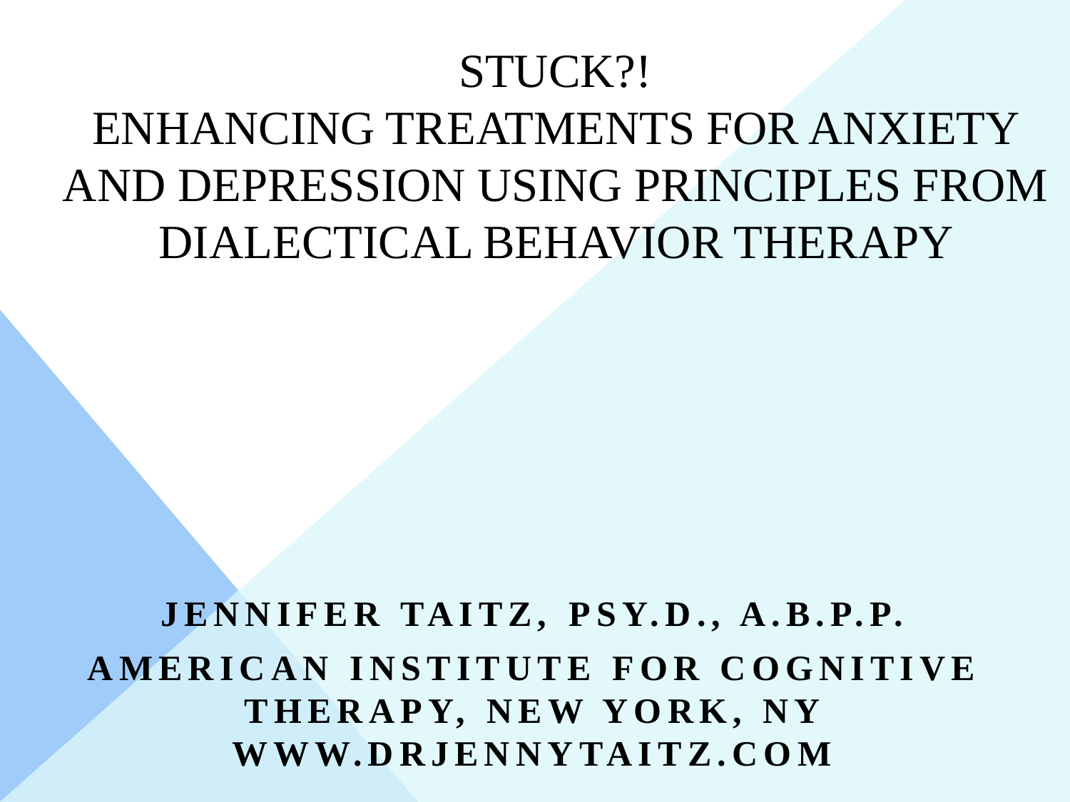# STUCK?!
# ENHANCING TREATMENTS FOR ANXIETY AND DEPRESSION USING PRINCIPLES FROM DIALECTICAL BEHAVIOR THERAPY

**JENNIFER TAITZ, PSY.D., A.B.P.P.**

**AMERICAN INSTITUTE FOR COGNITIVE THERAPY, NEW YORK, NY**

**WWW.DRJENNYTAITZ.COM**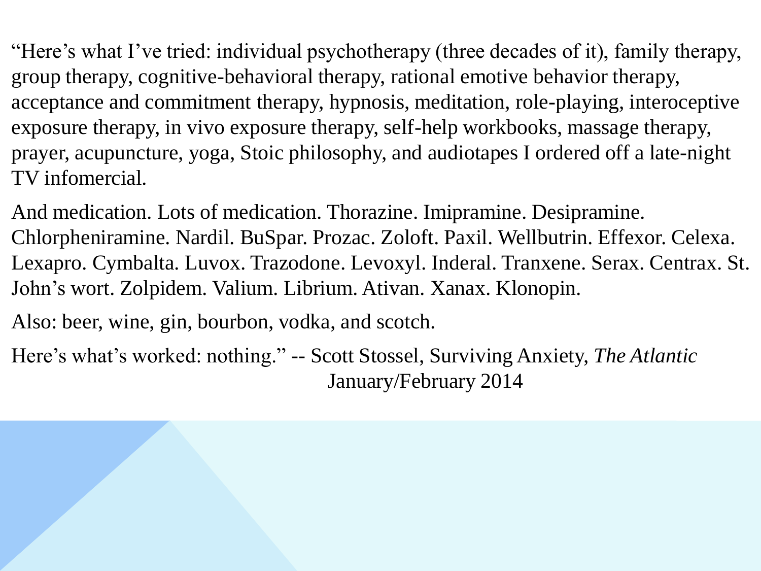"Here's what I've tried: individual psychotherapy (three decades of it), family therapy, group therapy, cognitive-behavioral therapy, rational emotive behavior therapy, acceptance and commitment therapy, hypnosis, meditation, role-playing, interoceptive exposure therapy, in vivo exposure therapy, self-help workbooks, massage therapy, prayer, acupuncture, yoga, Stoic philosophy, and audiotapes I ordered off a late-night TV infomercial.

And medication. Lots of medication. Thorazine. Imipramine. Desipramine. Chlorpheniramine. Nardil. BuSpar. Prozac. Zoloft. Paxil. Wellbutrin. Effexor. Celexa. Lexapro. Cymbalta. Luvox. Trazodone. Levoxyl. Inderal. Tranxene. Serax. Centrax. St. John's wort. Zolpidem. Valium. Librium. Ativan. Xanax. Klonopin.

Also: beer, wine, gin, bourbon, vodka, and scotch.

Here's what's worked: nothing." -- Scott Stossel, Surviving Anxiety, *The Atlantic* January/February 2014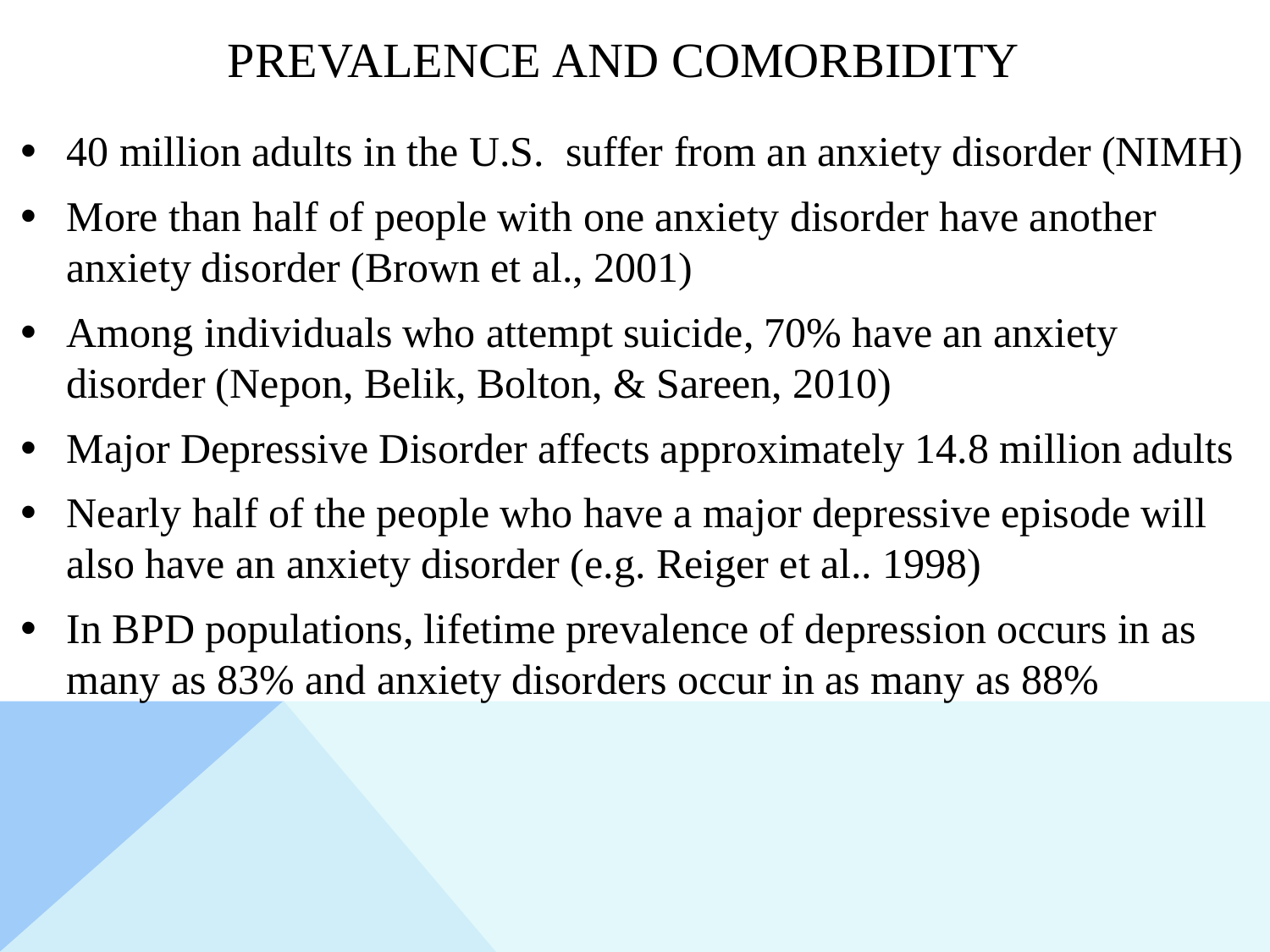# PREVALENCE AND COMORBIDITY

- 40 million adults in the U.S.  suffer from an anxiety disorder (NIMH)
- More than half of people with one anxiety disorder have another anxiety disorder (Brown et al., 2001)
- Among individuals who attempt suicide, 70% have an anxiety disorder (Nepon, Belik, Bolton, & Sareen, 2010)
- Major Depressive Disorder affects approximately 14.8 million adults
- Nearly half of the people who have a major depressive episode will also have an anxiety disorder (e.g. Reiger et al.. 1998)
- In BPD populations, lifetime prevalence of depression occurs in as many as 83% and anxiety disorders occur in as many as 88%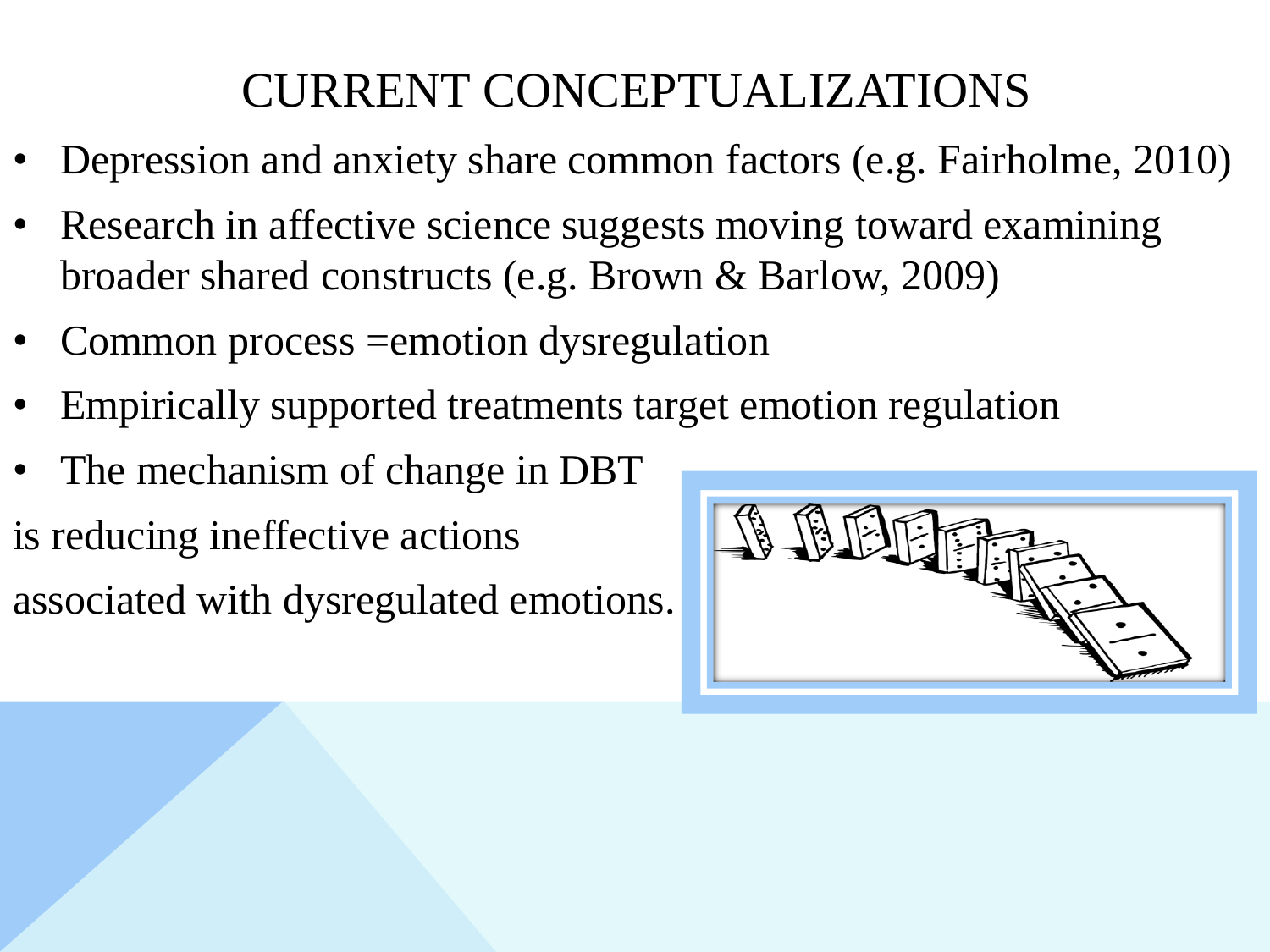# CURRENT CONCEPTUALIZATIONS

- Depression and anxiety share common factors (e.g. Fairholme, 2010)
- Research in affective science suggests moving toward examining broader shared constructs (e.g. Brown & Barlow, 2009)
- Common process =emotion dysregulation
- Empirically supported treatments target emotion regulation
- The mechanism of change in DBT

is reducing ineffective actions

associated with dysregulated emotions.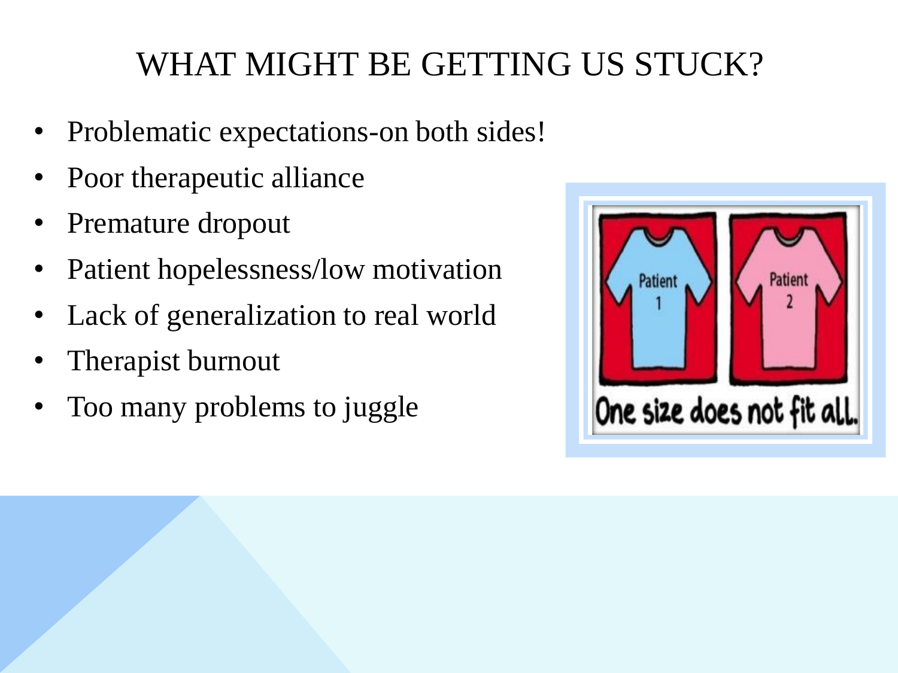# WHAT MIGHT BE GETTING US STUCK?

- Problematic expectations-on both sides!
- Poor therapeutic alliance
- Premature dropout
- Patient hopelessness/low motivation
- Lack of generalization to real world
- Therapist burnout
- Too many problems to juggle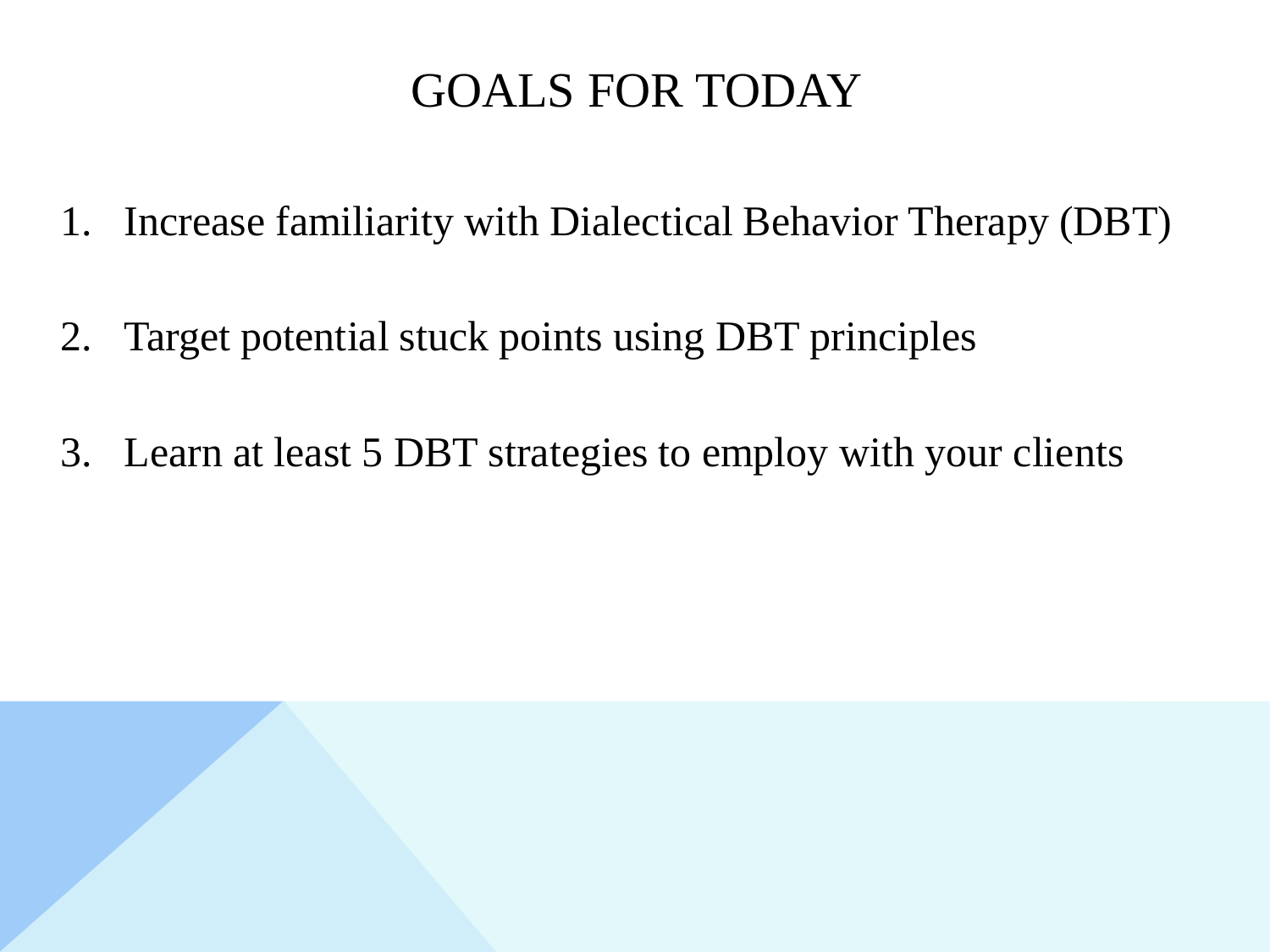# GOALS FOR TODAY

1. Increase familiarity with Dialectical Behavior Therapy (DBT)

2. Target potential stuck points using DBT principles

3. Learn at least 5 DBT strategies to employ with your clients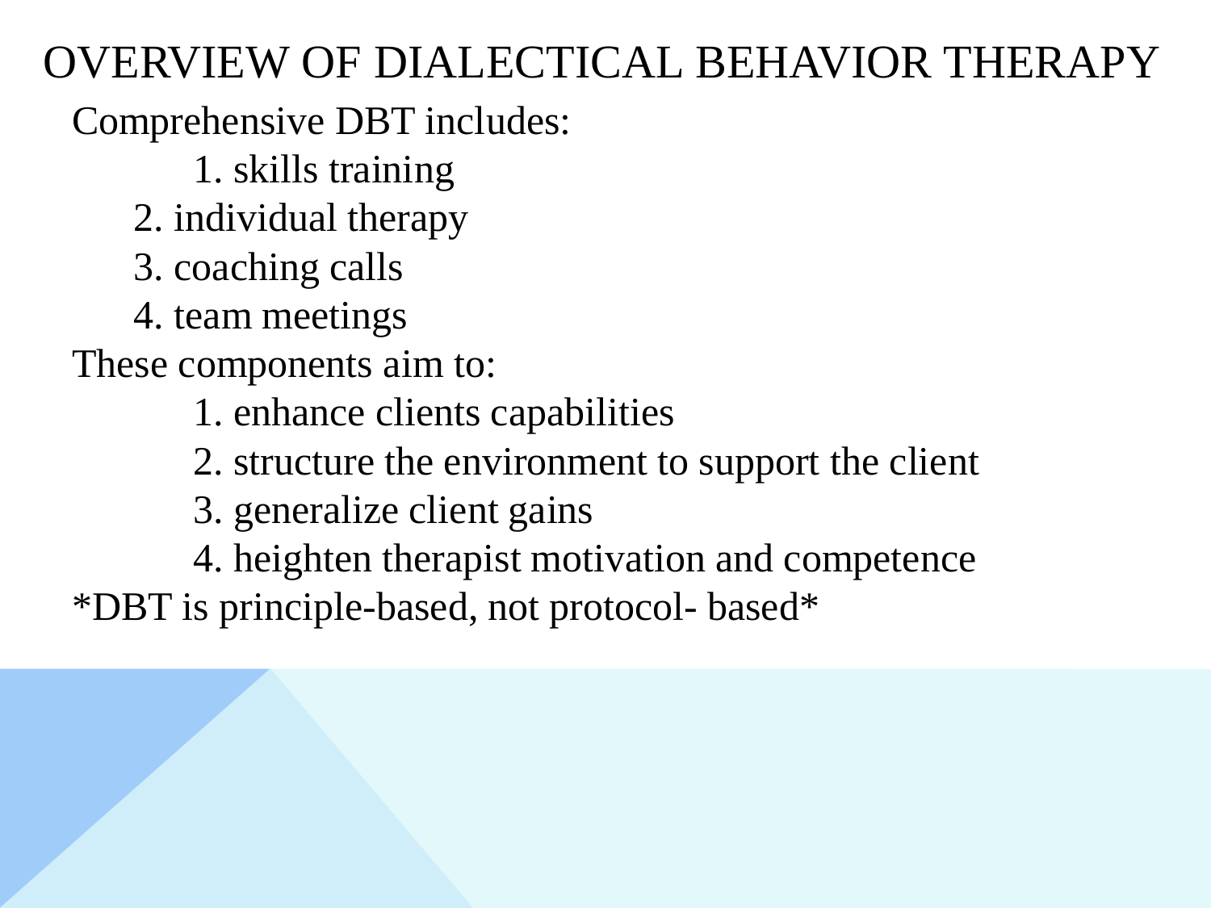# OVERVIEW OF DIALECTICAL BEHAVIOR THERAPY

Comprehensive DBT includes:

1. skills training
2. individual therapy
3. coaching calls
4. team meetings

These components aim to:

1. enhance clients capabilities
2. structure the environment to support the client
3. generalize client gains
4. heighten therapist motivation and competence

*DBT is principle-based, not protocol- based*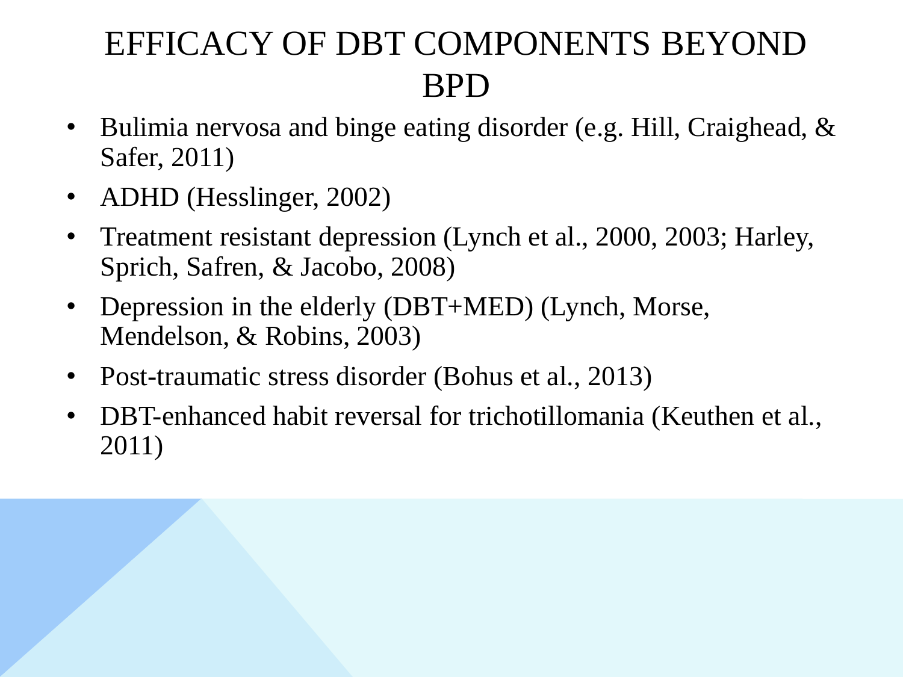# EFFICACY OF DBT COMPONENTS BEYOND BPD

- Bulimia nervosa and binge eating disorder (e.g. Hill, Craighead, & Safer, 2011)
- ADHD (Hesslinger, 2002)
- Treatment resistant depression (Lynch et al., 2000, 2003; Harley, Sprich, Safren, & Jacobo, 2008)
- Depression in the elderly (DBT+MED) (Lynch, Morse, Mendelson, & Robins, 2003)
- Post-traumatic stress disorder (Bohus et al., 2013)
- DBT-enhanced habit reversal for trichotillomania (Keuthen et al., 2011)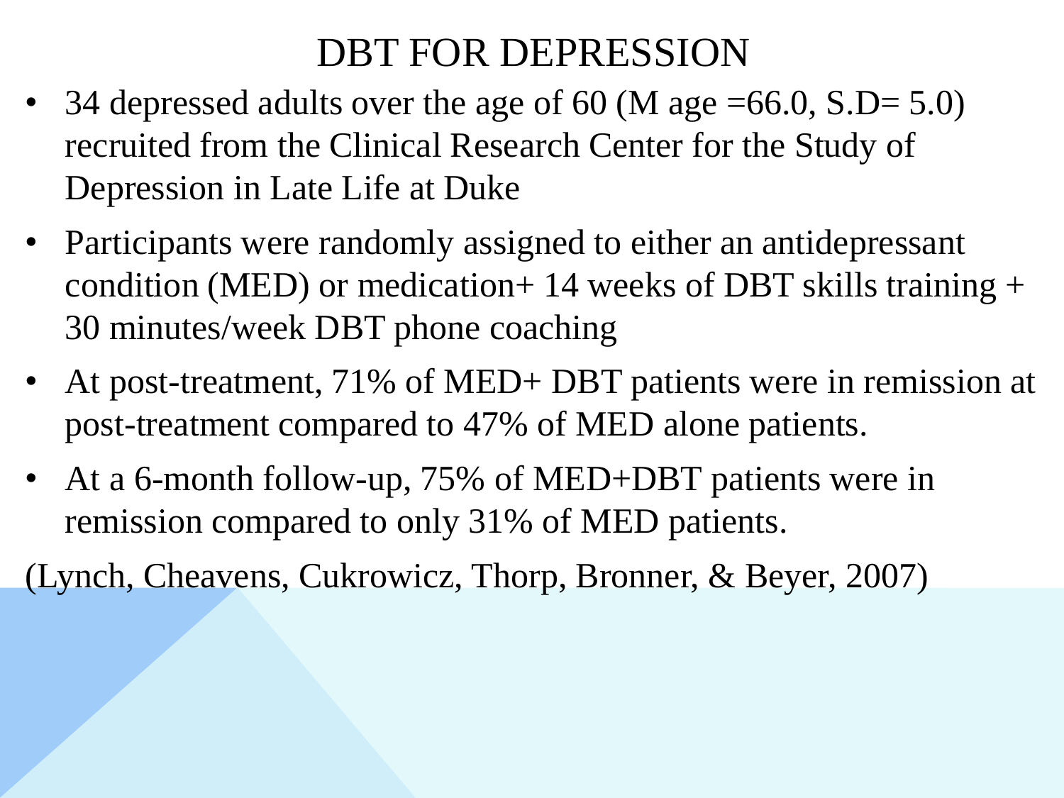# DBT FOR DEPRESSION

- 34 depressed adults over the age of 60 (M age =66.0, S.D= 5.0) recruited from the Clinical Research Center for the Study of Depression in Late Life at Duke
- Participants were randomly assigned to either an antidepressant condition (MED) or medication+ 14 weeks of DBT skills training + 30 minutes/week DBT phone coaching
- At post-treatment, 71% of MED+ DBT patients were in remission at post-treatment compared to 47% of MED alone patients.
- At a 6-month follow-up, 75% of MED+DBT patients were in remission compared to only 31% of MED patients.

(Lynch, Cheavens, Cukrowicz, Thorp, Bronner, & Beyer, 2007)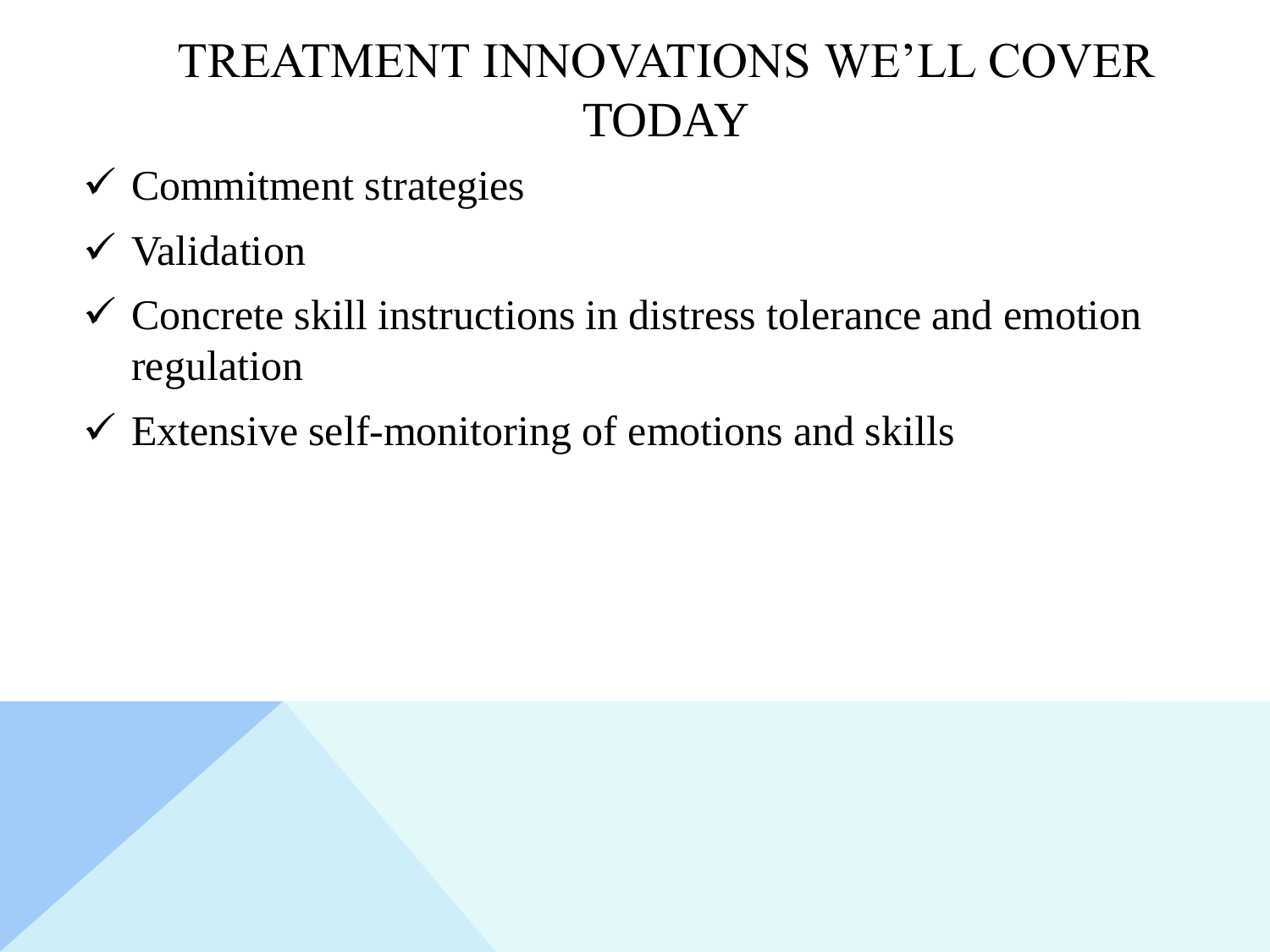# TREATMENT INNOVATIONS WE'LL COVER TODAY

- ✓ Commitment strategies
- ✓ Validation
- ✓ Concrete skill instructions in distress tolerance and emotion regulation
- ✓ Extensive self-monitoring of emotions and skills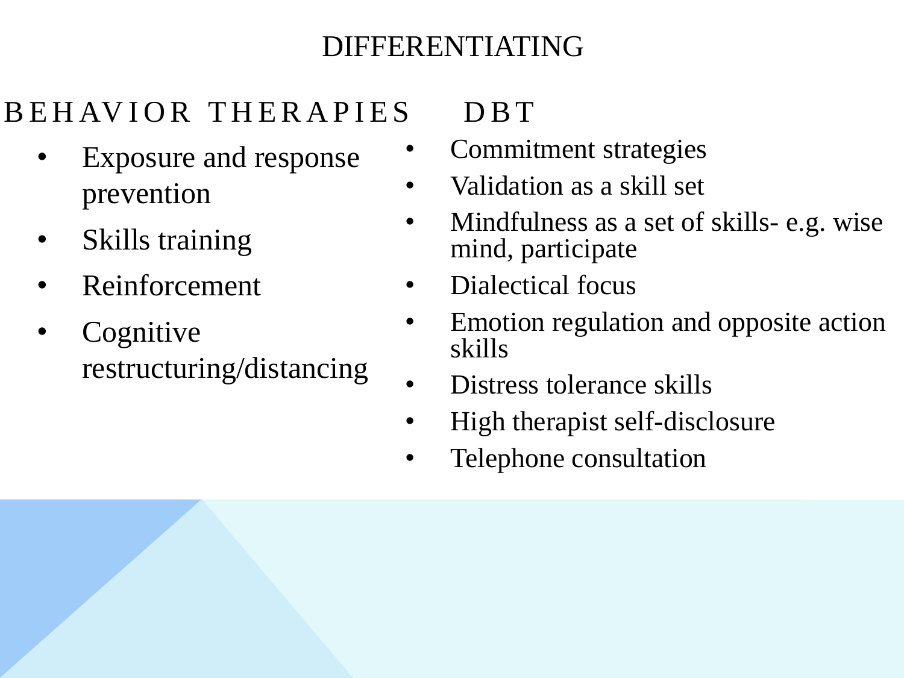# DIFFERENTIATING

## BEHAVIOR THERAPIES

- Exposure and response prevention
- Skills training
- Reinforcement
- Cognitive restructuring/distancing

## DBT

- Commitment strategies
- Validation as a skill set
- Mindfulness as a set of skills- e.g. wise mind, participate
- Dialectical focus
- Emotion regulation and opposite action skills
- Distress tolerance skills
- High therapist self-disclosure
- Telephone consultation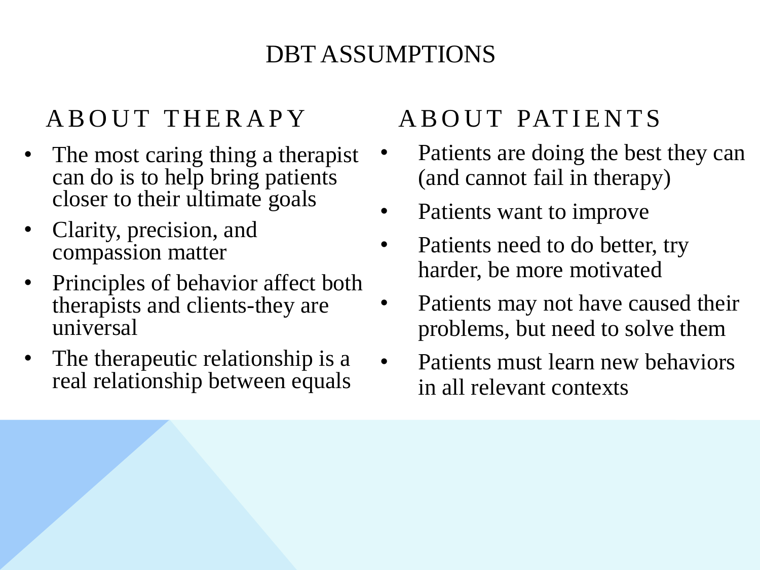# DBT ASSUMPTIONS

## ABOUT THERAPY

- The most caring thing a therapist can do is to help bring patients closer to their ultimate goals
- Clarity, precision, and compassion matter
- Principles of behavior affect both therapists and clients-they are universal
- The therapeutic relationship is a real relationship between equals

## ABOUT PATIENTS

- Patients are doing the best they can (and cannot fail in therapy)
- Patients want to improve
- Patients need to do better, try harder, be more motivated
- Patients may not have caused their problems, but need to solve them
- Patients must learn new behaviors in all relevant contexts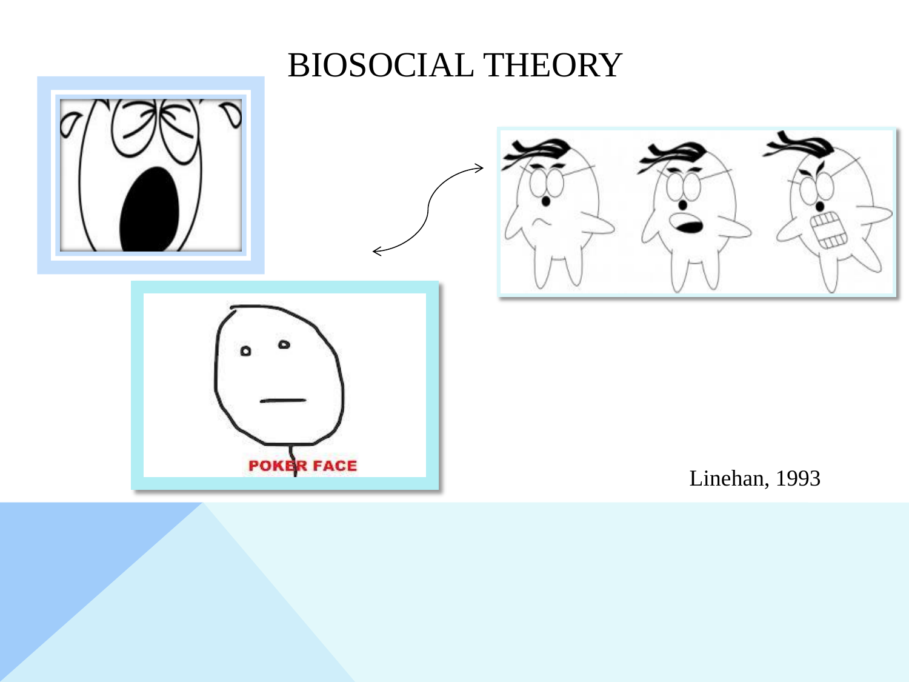# BIOSOCIAL THEORY

Linehan, 1993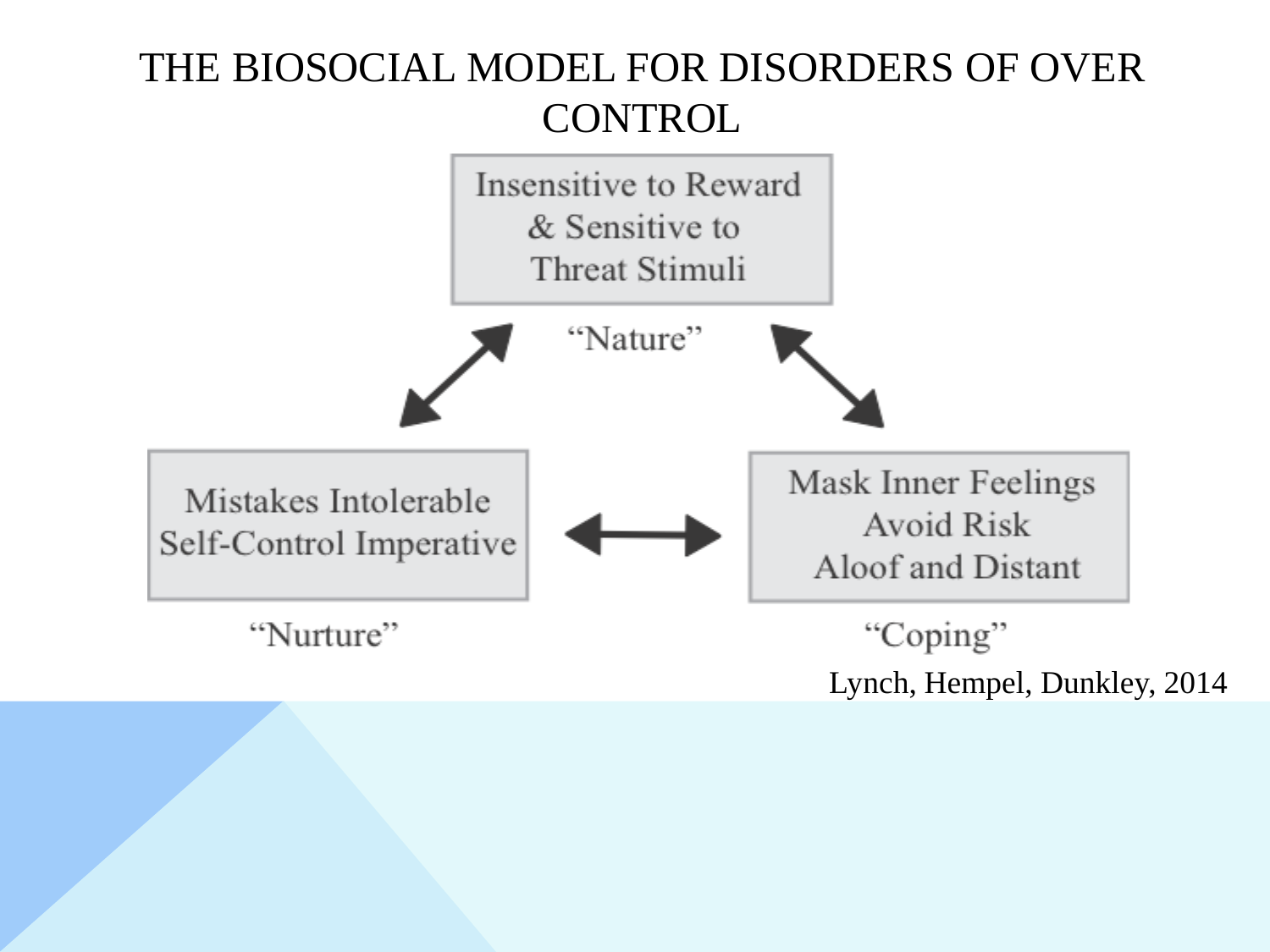# THE BIOSOCIAL MODEL FOR DISORDERS OF OVER CONTROL

Insensitive to Reward & Sensitive to Threat Stimuli

"Nature"

Mistakes Intolerable Self-Control Imperative

"Nurture"

Mask Inner Feelings Avoid Risk Aloof and Distant

"Coping"

Lynch, Hempel, Dunkley, 2014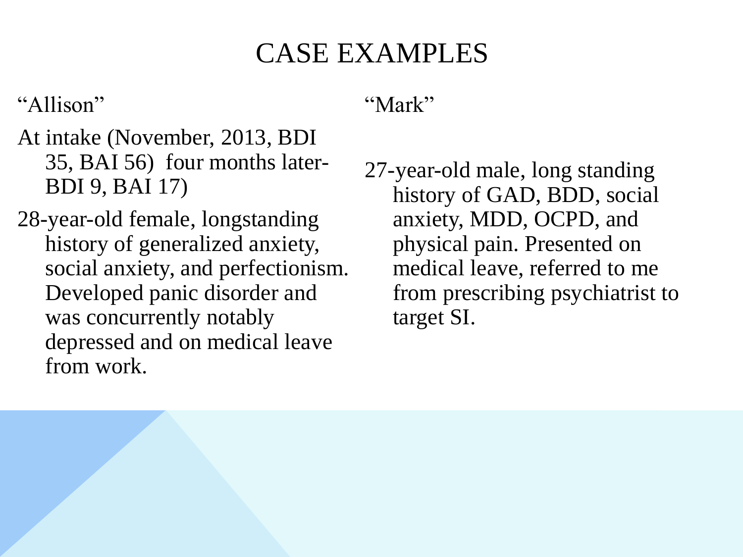# CASE EXAMPLES

"Allison"

At intake (November, 2013, BDI 35, BAI 56) four months later- BDI 9, BAI 17)

28-year-old female, longstanding history of generalized anxiety, social anxiety, and perfectionism. Developed panic disorder and was concurrently notably depressed and on medical leave from work.

"Mark"

27-year-old male, long standing history of GAD, BDD, social anxiety, MDD, OCPD, and physical pain. Presented on medical leave, referred to me from prescribing psychiatrist to target SI.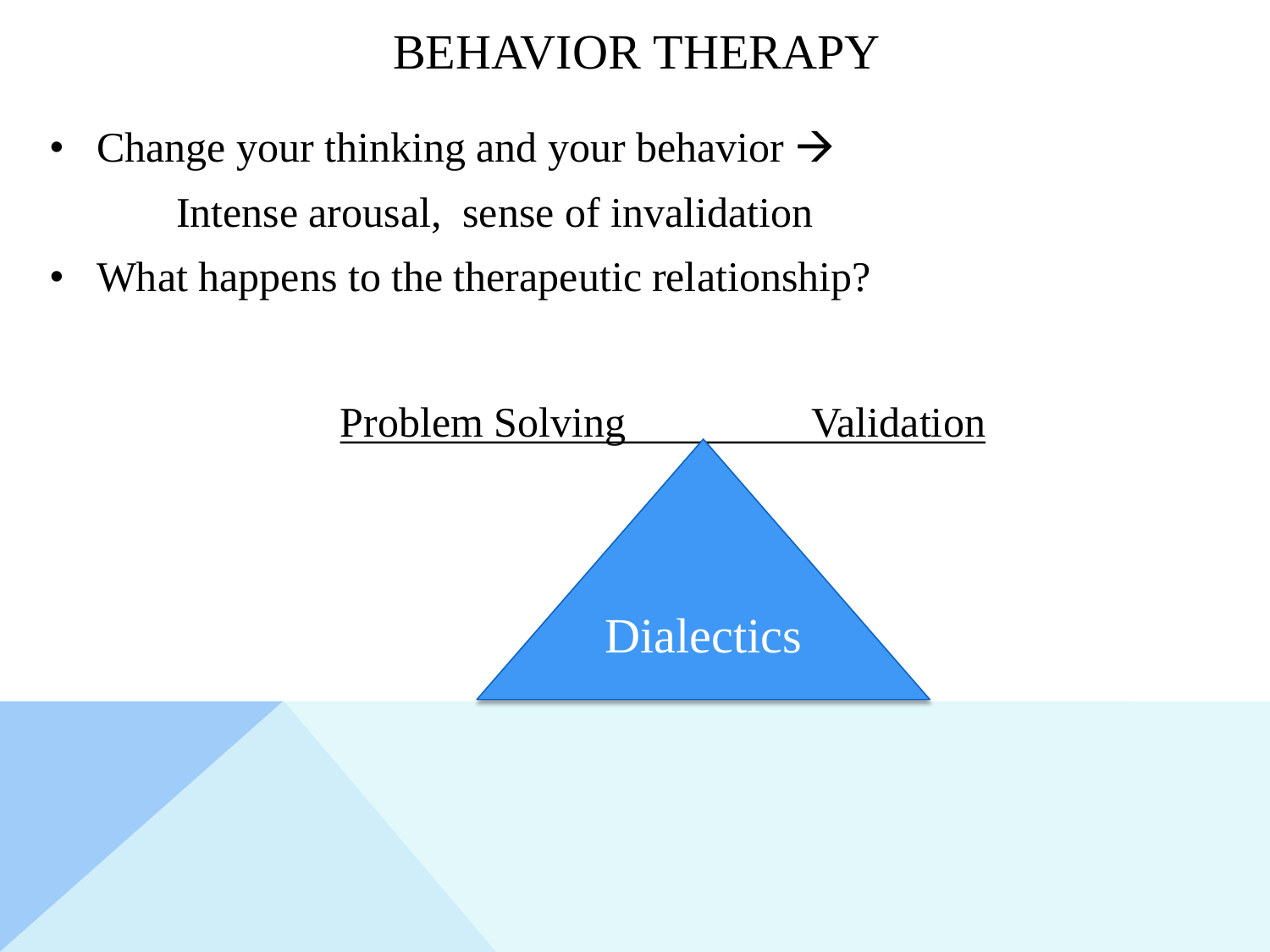# BEHAVIOR THERAPY

- Change your thinking and your behavior →

  Intense arousal, sense of invalidation

- What happens to the therapeutic relationship?

Problem Solving Validation

Dialectics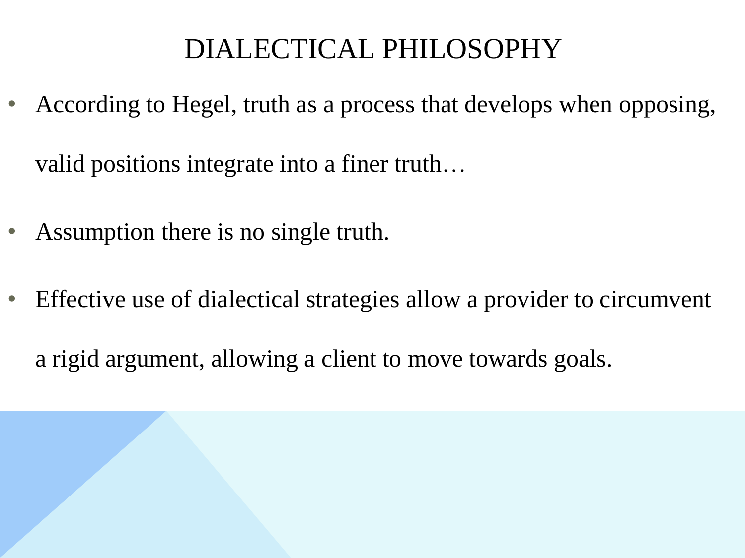# DIALECTICAL PHILOSOPHY

- According to Hegel, truth as a process that develops when opposing, valid positions integrate into a finer truth…
- Assumption there is no single truth.
- Effective use of dialectical strategies allow a provider to circumvent a rigid argument, allowing a client to move towards goals.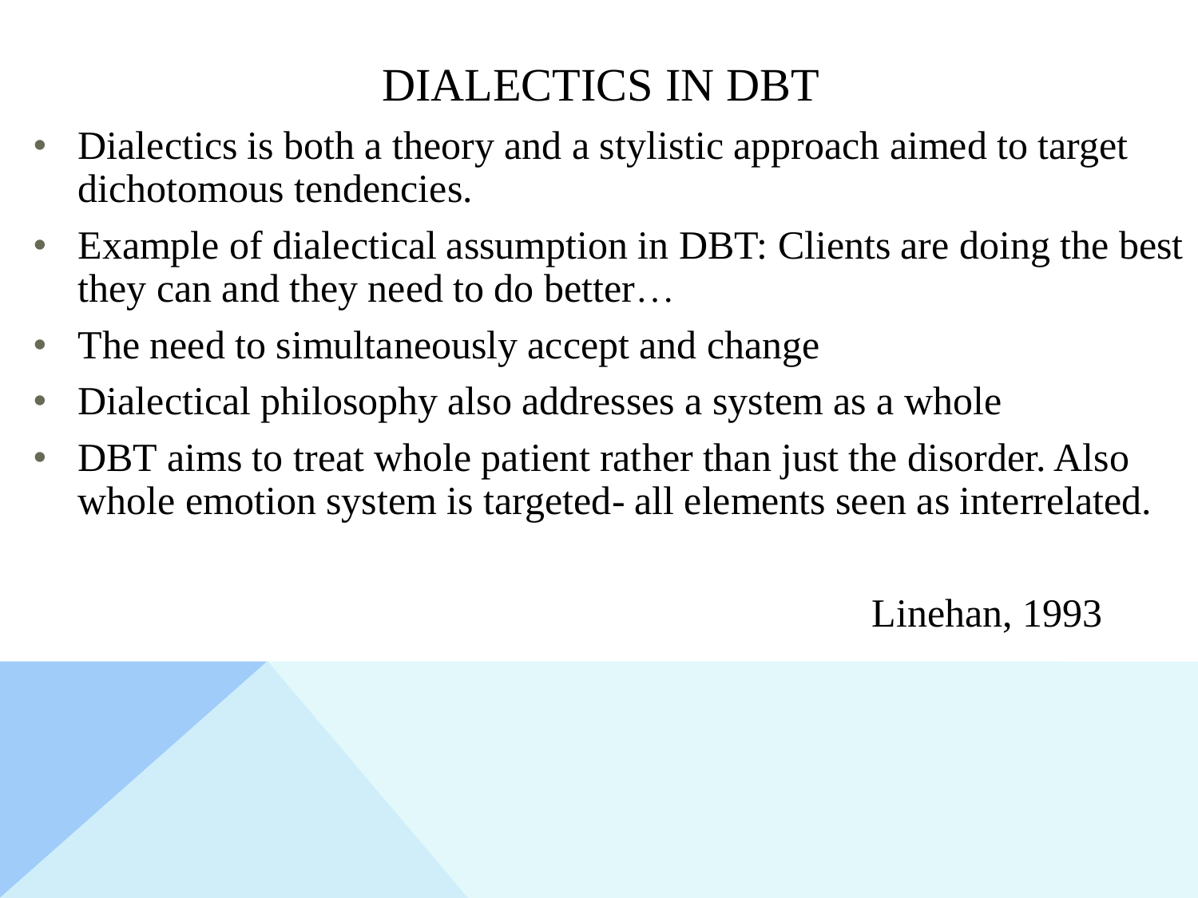# DIALECTICS IN DBT

- Dialectics is both a theory and a stylistic approach aimed to target dichotomous tendencies.
- Example of dialectical assumption in DBT: Clients are doing the best they can and they need to do better…
- The need to simultaneously accept and change
- Dialectical philosophy also addresses a system as a whole
- DBT aims to treat whole patient rather than just the disorder. Also whole emotion system is targeted- all elements seen as interrelated.

Linehan, 1993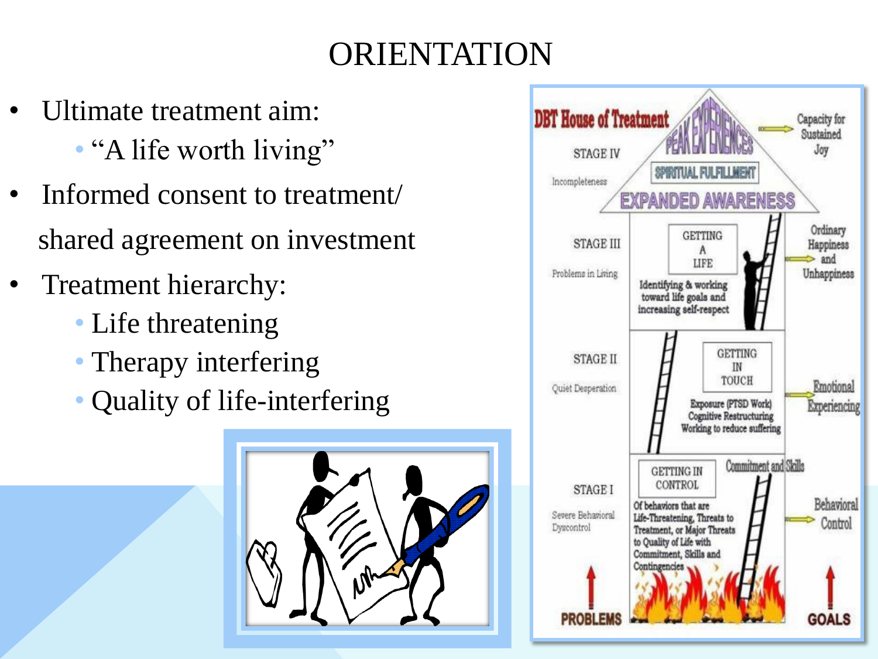# ORIENTATION

- Ultimate treatment aim:
  - "A life worth living"
- Informed consent to treatment/ shared agreement on investment
- Treatment hierarchy:
  - Life threatening
  - Therapy interfering
  - Quality of life-interfering

DBT House of Treatment

| Stage | Problems | Level | Goals |
| --- | --- | --- | --- |
| STAGE IV | Incompleteness | PEAK EXPERIENCES / SPIRITUAL FULFILLMENT / EXPANDED AWARENESS | Capacity for Sustained Joy |
| STAGE III | Problems in Living | GETTING A LIFE — Identifying & working toward life goals and increasing self-respect | Ordinary Happiness and Unhappiness |
| STAGE II | Quiet Desperation | GETTING IN TOUCH — Exposure (PTSD Work), Cognitive Restructuring, Working to reduce suffering | Emotional Experiencing |
| STAGE I | Severe Behavioral Dyscontrol | GETTING IN CONTROL — Of behaviors that are Life-Threatening, Threats to Treatment, or Major Threats to Quality of Life with Commitment, Skills and Contingencies (Commitment and Skills) | Behavioral Control |

PROBLEMS → GOALS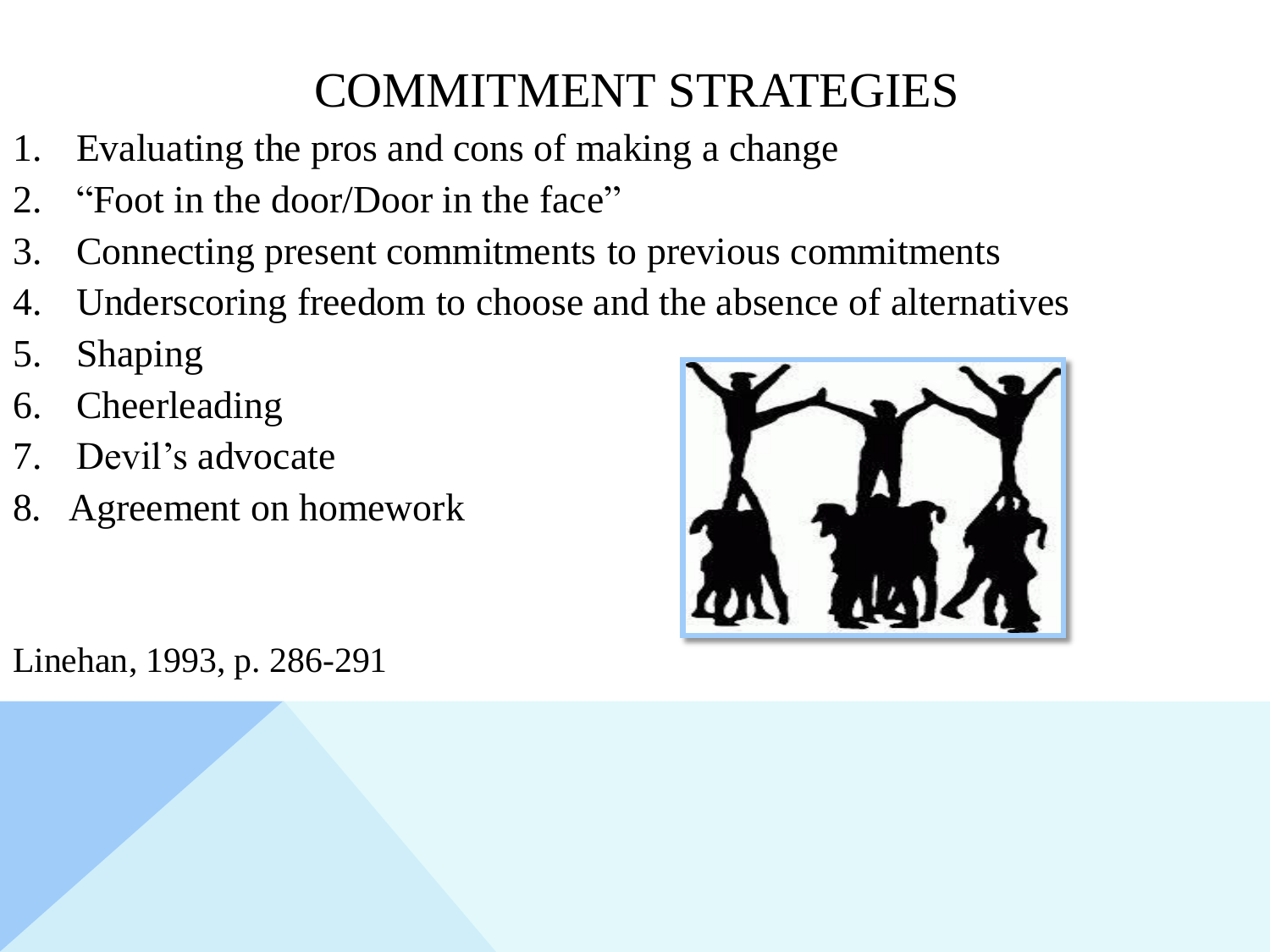# COMMITMENT STRATEGIES

1. Evaluating the pros and cons of making a change
2. "Foot in the door/Door in the face"
3. Connecting present commitments to previous commitments
4. Underscoring freedom to choose and the absence of alternatives
5. Shaping
6. Cheerleading
7. Devil's advocate
8. Agreement on homework

Linehan, 1993, p. 286-291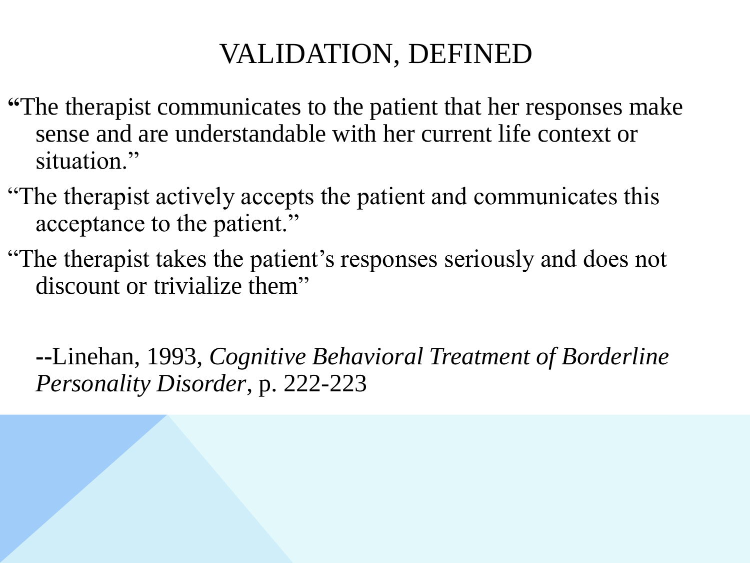# VALIDATION, DEFINED

"The therapist communicates to the patient that her responses make sense and are understandable with her current life context or situation."

"The therapist actively accepts the patient and communicates this acceptance to the patient."

"The therapist takes the patient's responses seriously and does not discount or trivialize them"

--Linehan, 1993, *Cognitive Behavioral Treatment of Borderline Personality Disorder*, p. 222-223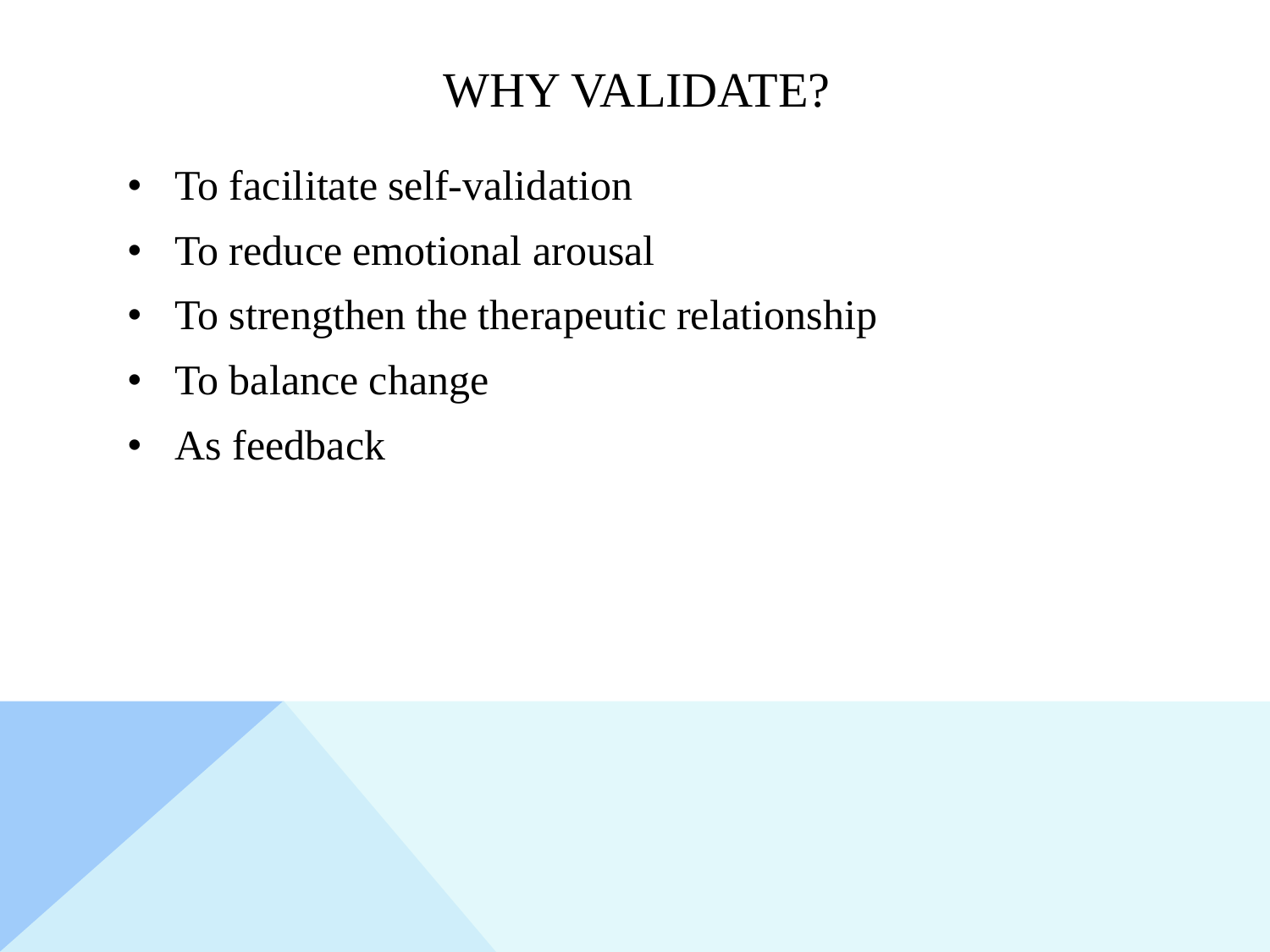# WHY VALIDATE?

- To facilitate self-validation
- To reduce emotional arousal
- To strengthen the therapeutic relationship
- To balance change
- As feedback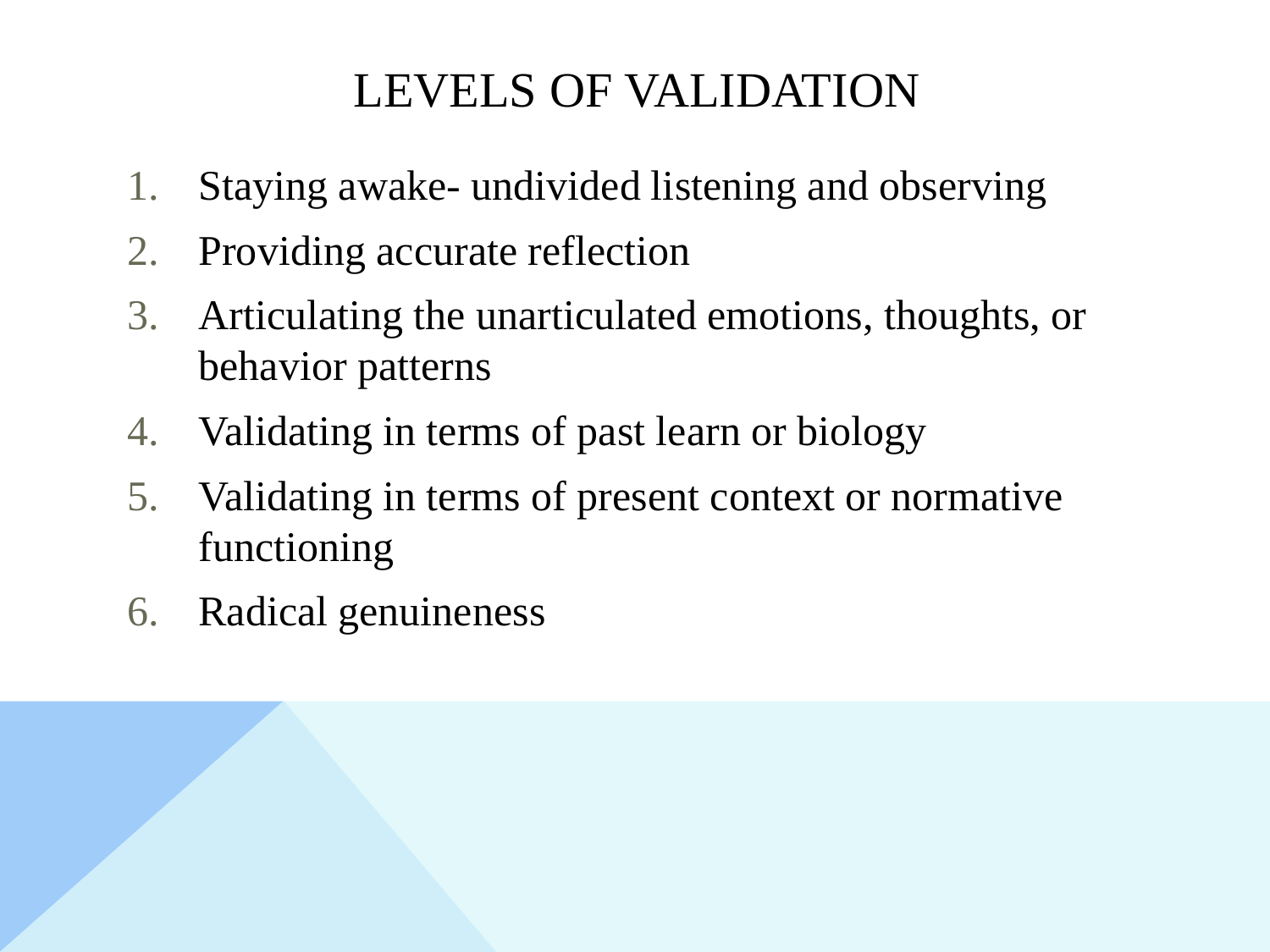# LEVELS OF VALIDATION

1. Staying awake- undivided listening and observing
2. Providing accurate reflection
3. Articulating the unarticulated emotions, thoughts, or behavior patterns
4. Validating in terms of past learn or biology
5. Validating in terms of present context or normative functioning
6. Radical genuineness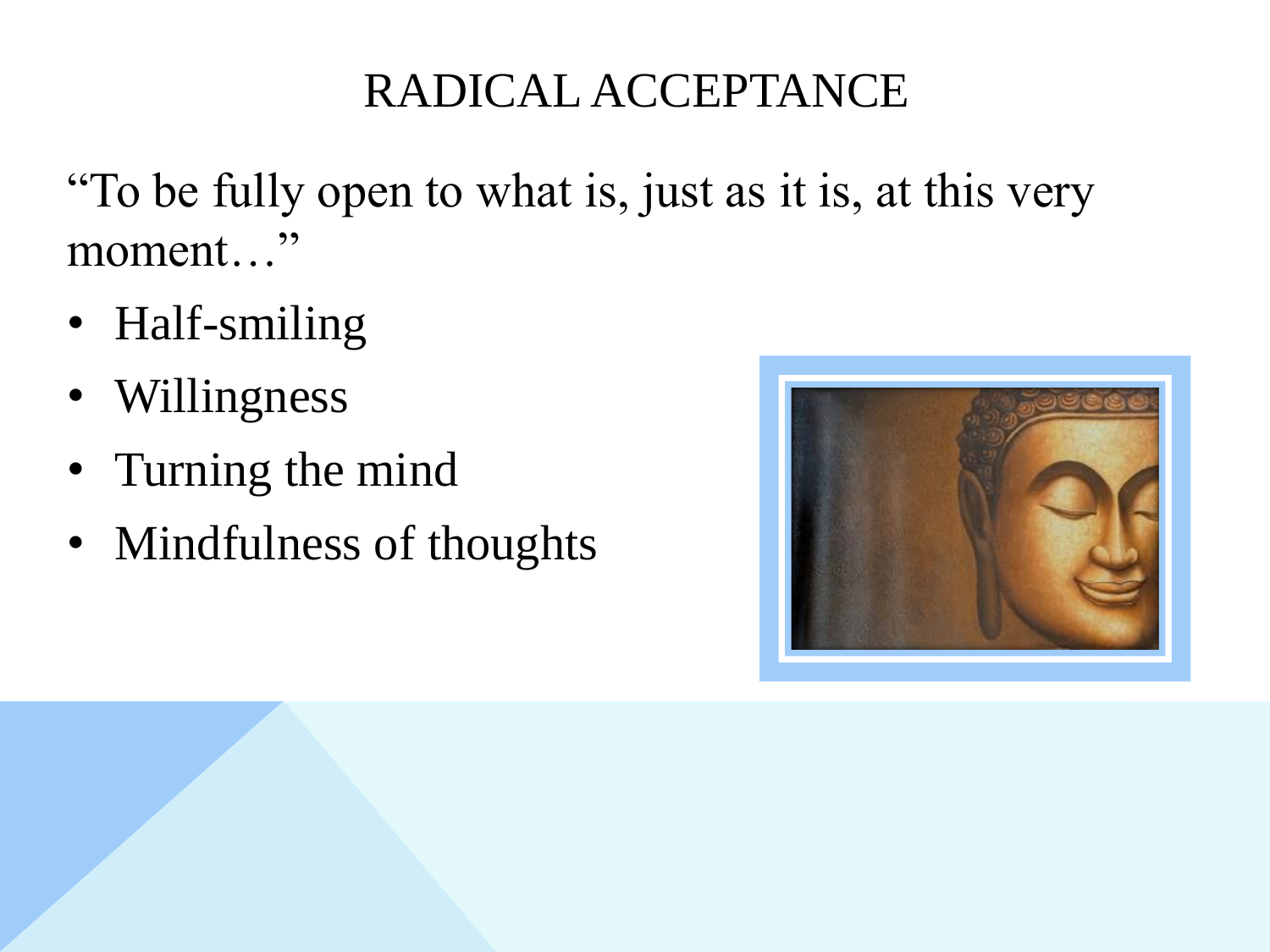# RADICAL ACCEPTANCE

"To be fully open to what is, just as it is, at this very moment…"

- Half-smiling
- Willingness
- Turning the mind
- Mindfulness of thoughts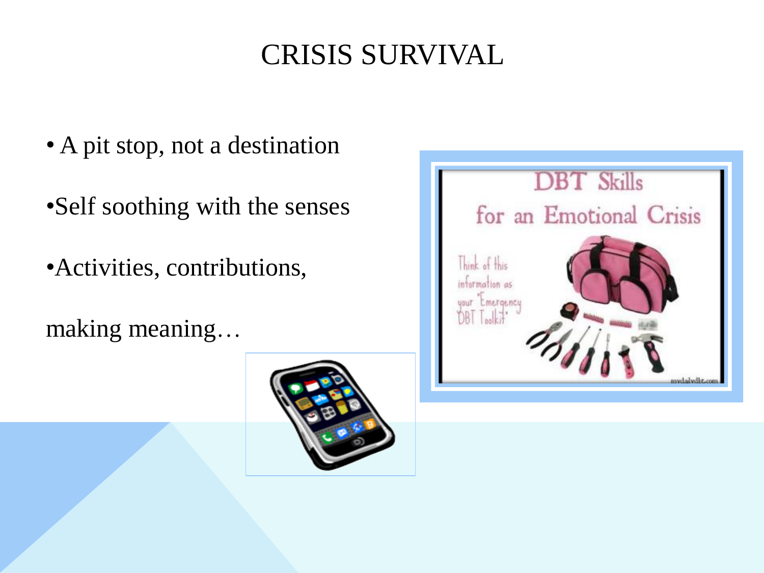# CRISIS SURVIVAL

- A pit stop, not a destination
- Self soothing with the senses
- Activities, contributions,

  making meaning…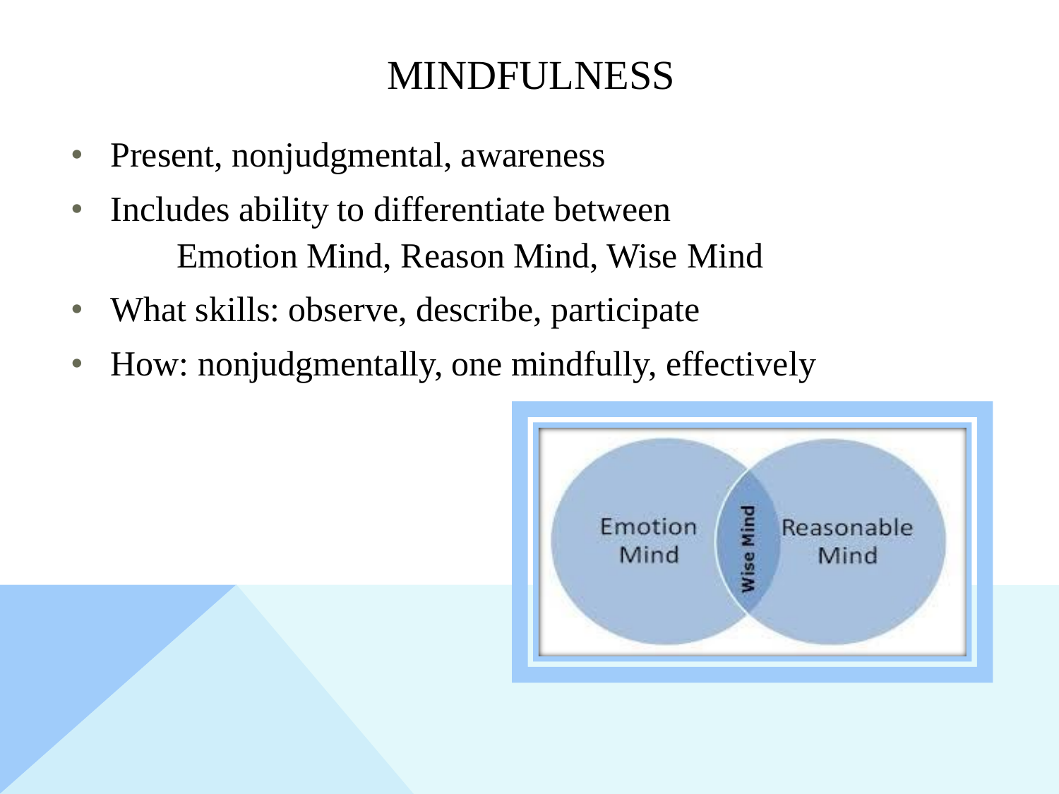# MINDFULNESS

- Present, nonjudgmental, awareness
- Includes ability to differentiate between
  Emotion Mind, Reason Mind, Wise Mind
- What skills: observe, describe, participate
- How: nonjudgmentally, one mindfully, effectively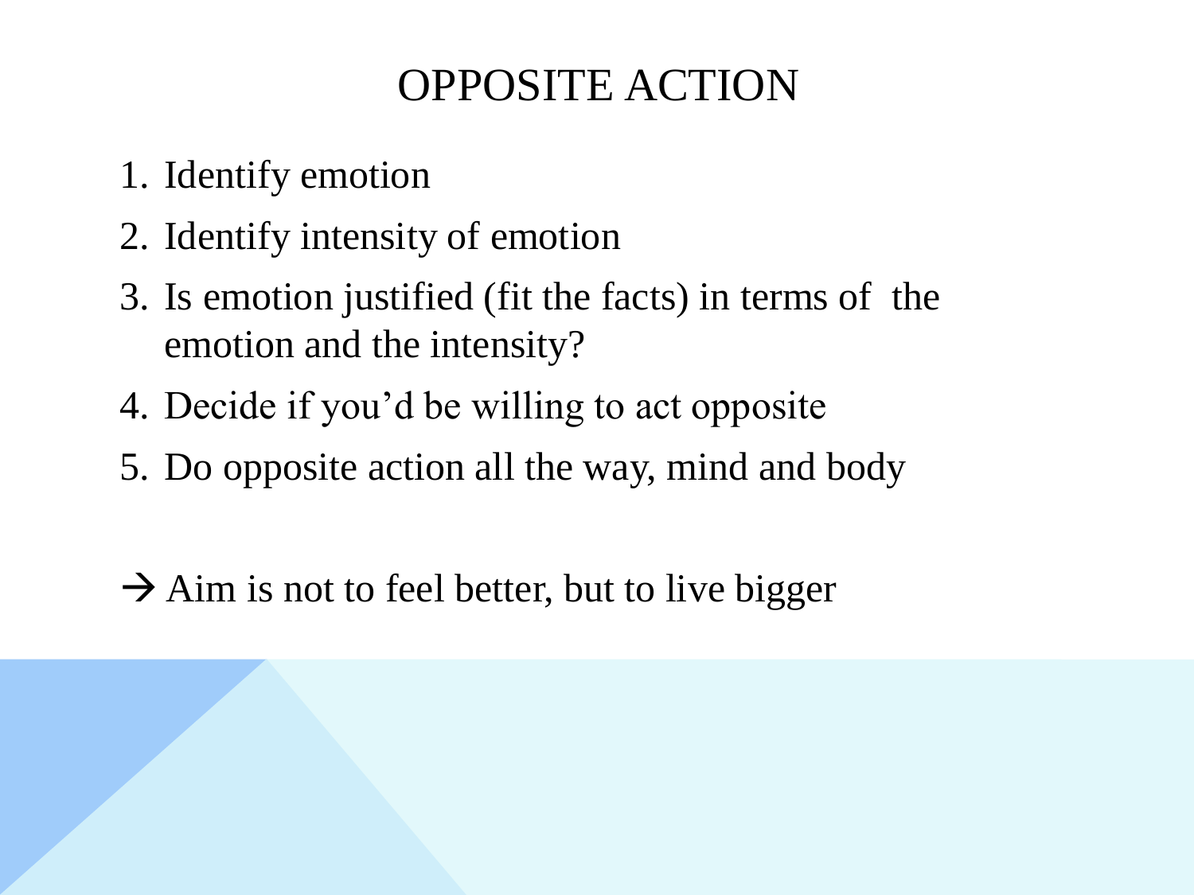# OPPOSITE ACTION

1. Identify emotion
2. Identify intensity of emotion
3. Is emotion justified (fit the facts) in terms of the emotion and the intensity?
4. Decide if you'd be willing to act opposite
5. Do opposite action all the way, mind and body

→ Aim is not to feel better, but to live bigger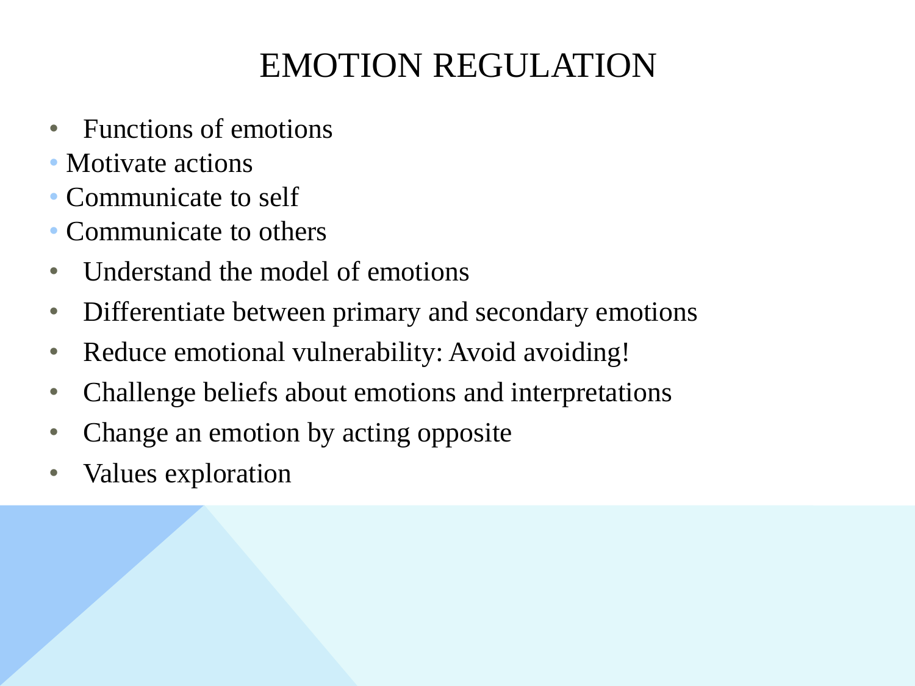# EMOTION REGULATION

- Functions of emotions
  - Motivate actions
  - Communicate to self
  - Communicate to others
- Understand the model of emotions
- Differentiate between primary and secondary emotions
- Reduce emotional vulnerability: Avoid avoiding!
- Challenge beliefs about emotions and interpretations
- Change an emotion by acting opposite
- Values exploration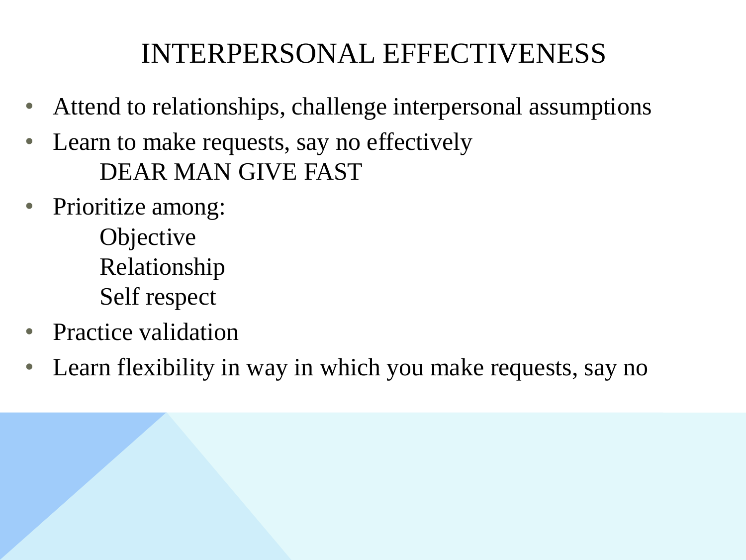# INTERPERSONAL EFFECTIVENESS

- Attend to relationships, challenge interpersonal assumptions
- Learn to make requests, say no effectively
  - DEAR MAN GIVE FAST
- Prioritize among:
  - Objective
  - Relationship
  - Self respect
- Practice validation
- Learn flexibility in way in which you make requests, say no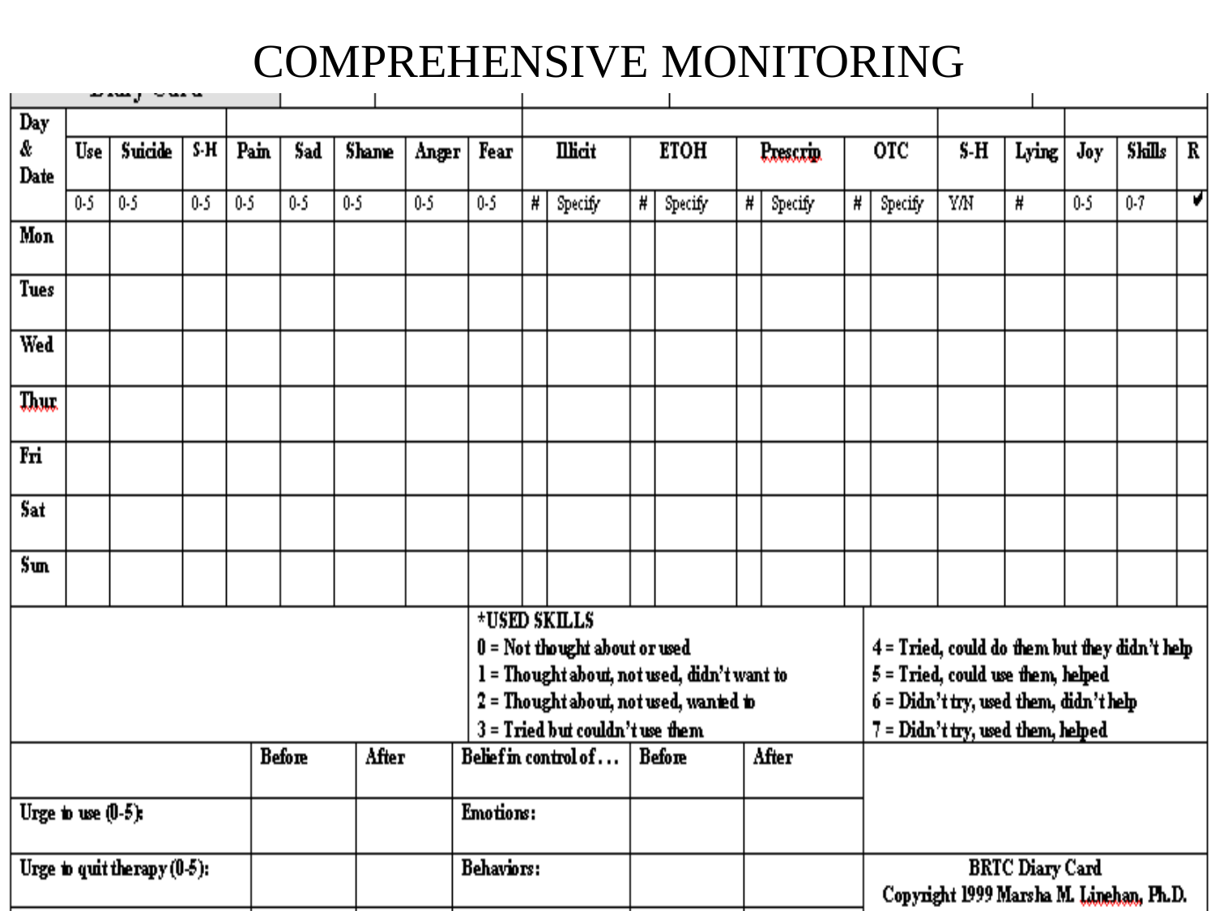# COMPREHENSIVE MONITORING

| Day & Date | Use | Suicide | S-H | Pain | Sad | Shame | Anger | Fear | Illicit | | ETOH | | Prescrip | | OTC | | S-H | Lying | Joy | Skills | R |
|---|---|---|---|---|---|---|---|---|---|---|---|---|---|---|---|---|---|---|---|---|---|
| | 0-5 | 0-5 | 0-5 | 0-5 | 0-5 | 0-5 | 0-5 | 0-5 | # | Specify | # | Specify | # | Specify | # | Specify | Y/N | # | 0-5 | 0-7 | ✔ |
| Mon | | | | | | | | | | | | | | | | | | | | | |
| Tues | | | | | | | | | | | | | | | | | | | | | |
| Wed | | | | | | | | | | | | | | | | | | | | | |
| Thur | | | | | | | | | | | | | | | | | | | | | |
| Fri | | | | | | | | | | | | | | | | | | | | | |
| Sat | | | | | | | | | | | | | | | | | | | | | |
| Sun | | | | | | | | | | | | | | | | | | | | | |

*USED SKILLS
0 = Not thought about or used
1 = Thought about, not used, didn't want to
2 = Thought about, not used, wanted to
3 = Tried but couldn't use them
4 = Tried, could do them but they didn't help
5 = Tried, could use them, helped
6 = Didn't try, used them, didn't help
7 = Didn't try, used them, helped

| | Before | After | Belief in control of . . . | Before | After |
|---|---|---|---|---|---|
| Urge to use (0-5): | | | Emotions: | | |
| Urge to quit therapy (0-5): | | | Behaviors: | | |

BRTC Diary Card
Copyright 1999 Marsha M. Linehan, Ph.D.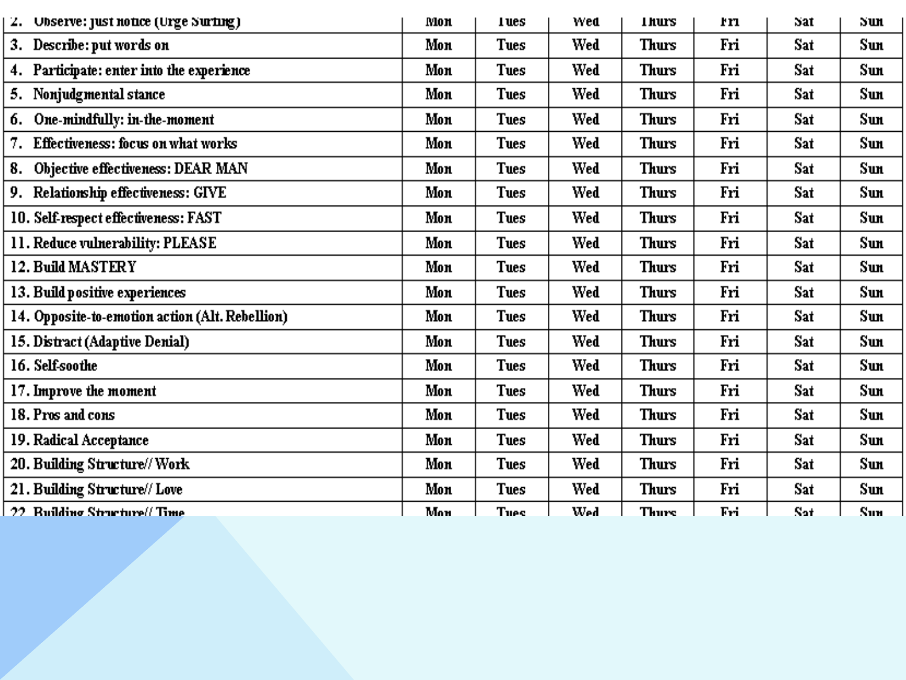| | | | | | | | |
|---|---|---|---|---|---|---|---|
| 2. Observe: just notice (Urge Surfing) | Mon | Tues | Wed | Thurs | Fri | Sat | Sun |
| 3. Describe: put words on | Mon | Tues | Wed | Thurs | Fri | Sat | Sun |
| 4. Participate: enter into the experience | Mon | Tues | Wed | Thurs | Fri | Sat | Sun |
| 5. Nonjudgmental stance | Mon | Tues | Wed | Thurs | Fri | Sat | Sun |
| 6. One-mindfully: in-the-moment | Mon | Tues | Wed | Thurs | Fri | Sat | Sun |
| 7. Effectiveness: focus on what works | Mon | Tues | Wed | Thurs | Fri | Sat | Sun |
| 8. Objective effectiveness: DEAR MAN | Mon | Tues | Wed | Thurs | Fri | Sat | Sun |
| 9. Relationship effectiveness: GIVE | Mon | Tues | Wed | Thurs | Fri | Sat | Sun |
| 10. Self-respect effectiveness: FAST | Mon | Tues | Wed | Thurs | Fri | Sat | Sun |
| 11. Reduce vulnerability: PLEASE | Mon | Tues | Wed | Thurs | Fri | Sat | Sun |
| 12. Build MASTERY | Mon | Tues | Wed | Thurs | Fri | Sat | Sun |
| 13. Build positive experiences | Mon | Tues | Wed | Thurs | Fri | Sat | Sun |
| 14. Opposite-to-emotion action (Alt. Rebellion) | Mon | Tues | Wed | Thurs | Fri | Sat | Sun |
| 15. Distract (Adaptive Denial) | Mon | Tues | Wed | Thurs | Fri | Sat | Sun |
| 16. Self-soothe | Mon | Tues | Wed | Thurs | Fri | Sat | Sun |
| 17. Improve the moment | Mon | Tues | Wed | Thurs | Fri | Sat | Sun |
| 18. Pros and cons | Mon | Tues | Wed | Thurs | Fri | Sat | Sun |
| 19. Radical Acceptance | Mon | Tues | Wed | Thurs | Fri | Sat | Sun |
| 20. Building Structure// Work | Mon | Tues | Wed | Thurs | Fri | Sat | Sun |
| 21. Building Structure// Love | Mon | Tues | Wed | Thurs | Fri | Sat | Sun |
| 22. Building Structure// Time | Mon | Tues | Wed | Thurs | Fri | Sat | Sun |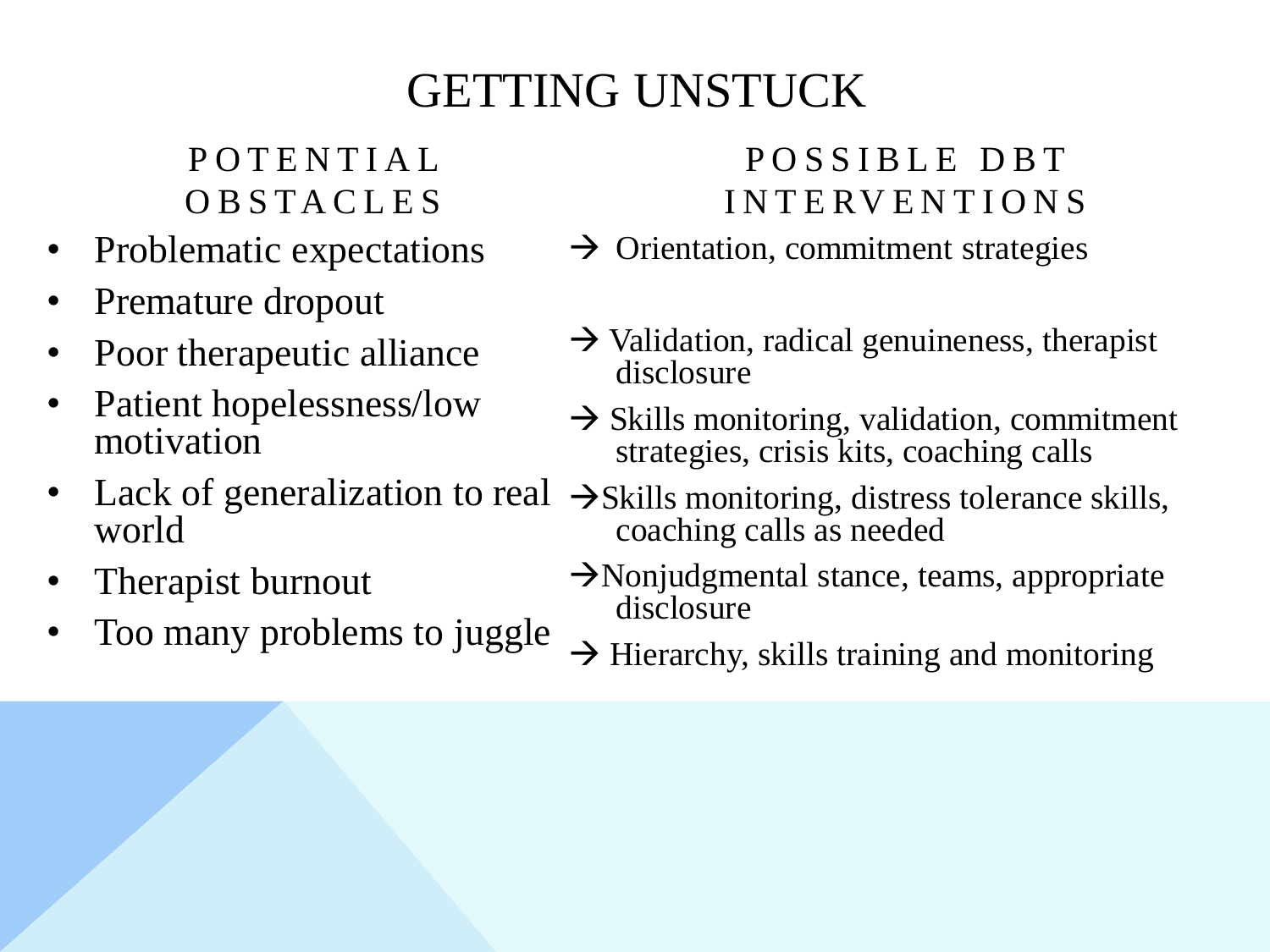# GETTING UNSTUCK

| POTENTIAL OBSTACLES | POSSIBLE DBT INTERVENTIONS |
| --- | --- |
| Problematic expectations | → Orientation, commitment strategies |
| Premature dropout | |
| Poor therapeutic alliance | → Validation, radical genuineness, therapist disclosure |
| Patient hopelessness/low motivation | → Skills monitoring, validation, commitment strategies, crisis kits, coaching calls |
| Lack of generalization to real world | → Skills monitoring, distress tolerance skills, coaching calls as needed |
| Therapist burnout | → Nonjudgmental stance, teams, appropriate disclosure |
| Too many problems to juggle | → Hierarchy, skills training and monitoring |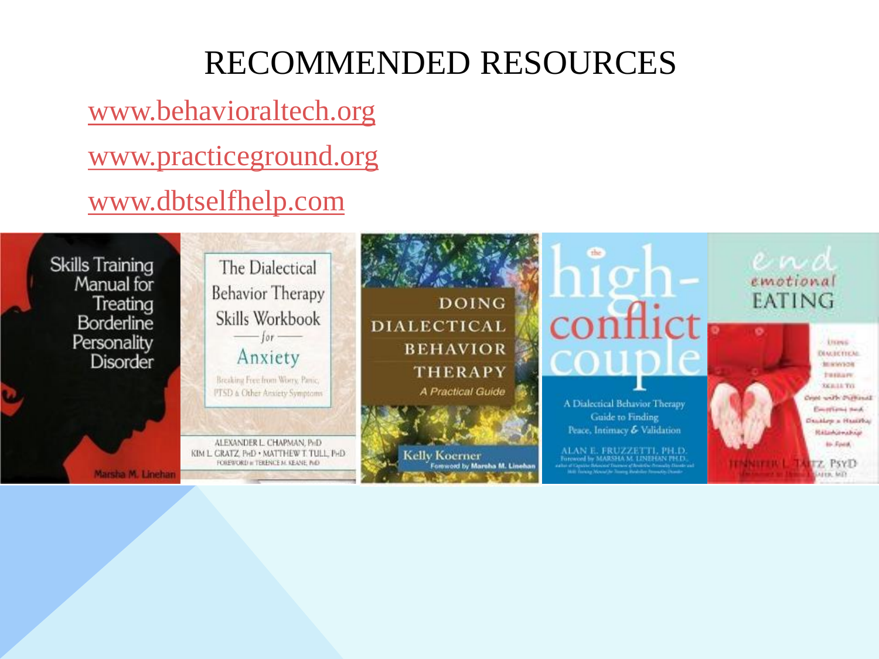# RECOMMENDED RESOURCES

www.behavioraltech.org

www.practiceground.org

www.dbtselfhelp.com